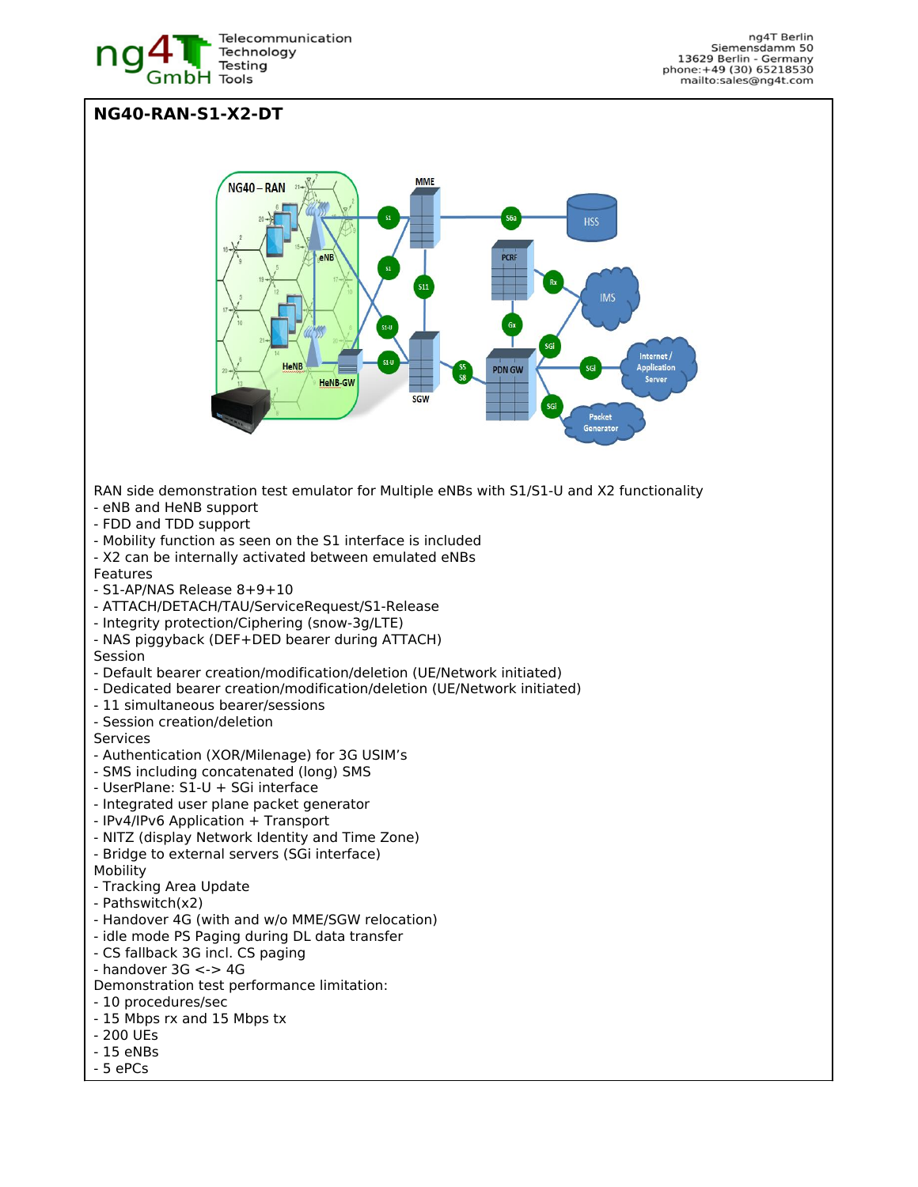# NG40-RAN-S1-X2-DT

RAN side demonstration test emulator for Multiple eNBs with S1/S1-U and X2 functionality
- eNB and HeNB support
- FDD and TDD support
- Mobility function as seen on the S1 interface is included
- X2 can be internally activated between emulated eNBs

Features
- S1-AP/NAS Release 8+9+10
- ATTACH/DETACH/TAU/ServiceRequest/S1-Release
- Integrity protection/Ciphering (snow-3g/LTE)
- NAS piggyback (DEF+DED bearer during ATTACH)

Session
- Default bearer creation/modification/deletion (UE/Network initiated)
- Dedicated bearer creation/modification/deletion (UE/Network initiated)
- 11 simultaneous bearer/sessions
- Session creation/deletion

Services
- Authentication (XOR/Milenage) for 3G USIM's
- SMS including concatenated (long) SMS
- UserPlane: S1-U + SGi interface
- Integrated user plane packet generator
- IPv4/IPv6 Application + Transport
- NITZ (display Network Identity and Time Zone)
- Bridge to external servers (SGi interface)

Mobility
- Tracking Area Update
- Pathswitch(x2)
- Handover 4G (with and w/o MME/SGW relocation)
- idle mode PS Paging during DL data transfer
- CS fallback 3G incl. CS paging
- handover 3G <-> 4G

Demonstration test performance limitation:
- 10 procedures/sec
- 15 Mbps rx and 15 Mbps tx
- 200 UEs
- 15 eNBs
- 5 ePCs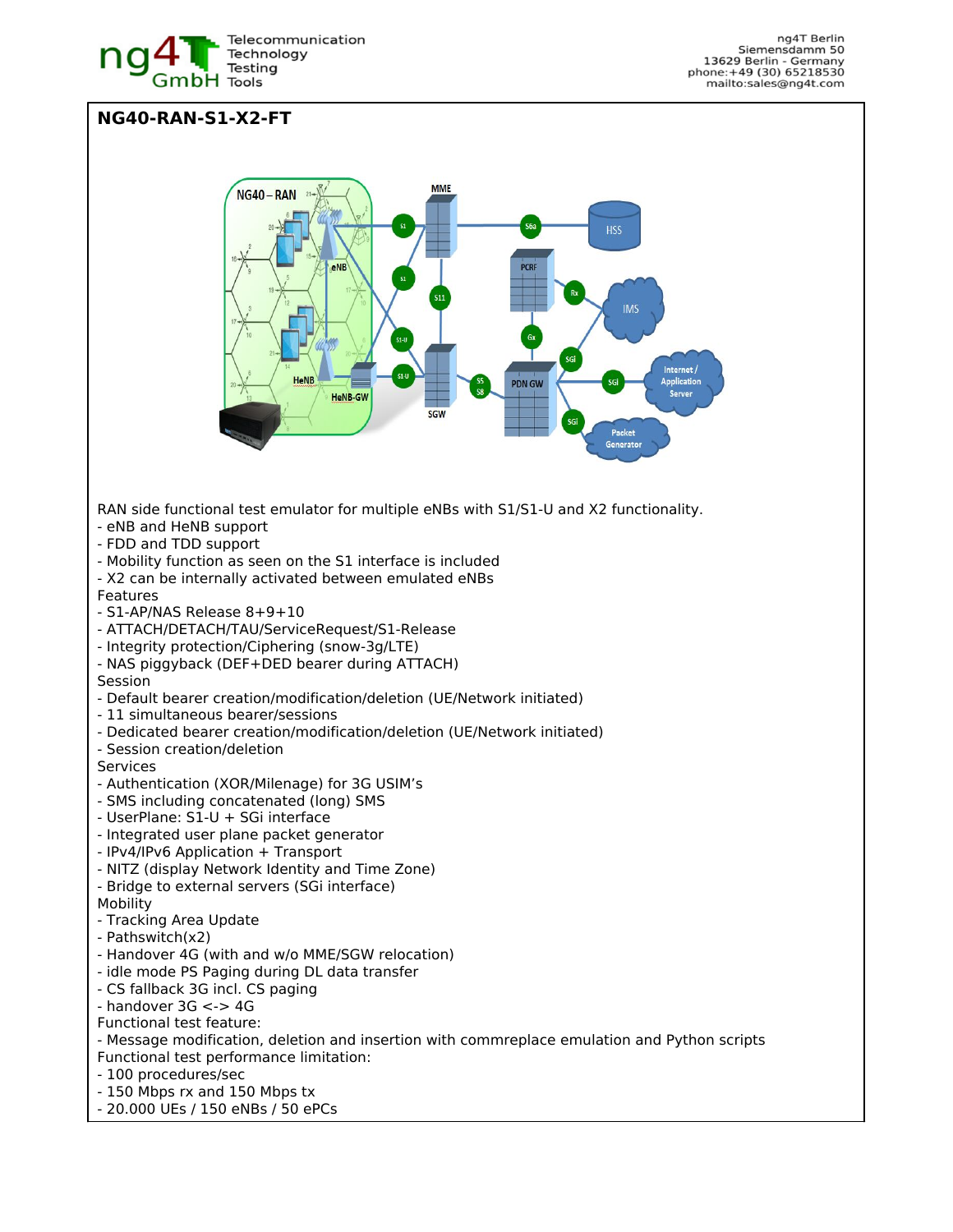## NG40-RAN-S1-X2-FT

RAN side functional test emulator for multiple eNBs with S1/S1-U and X2 functionality.
- eNB and HeNB support
- FDD and TDD support
- Mobility function as seen on the S1 interface is included
- X2 can be internally activated between emulated eNBs

Features
- S1-AP/NAS Release 8+9+10
- ATTACH/DETACH/TAU/ServiceRequest/S1-Release
- Integrity protection/Ciphering (snow-3g/LTE)
- NAS piggyback (DEF+DED bearer during ATTACH)

Session
- Default bearer creation/modification/deletion (UE/Network initiated)
- 11 simultaneous bearer/sessions
- Dedicated bearer creation/modification/deletion (UE/Network initiated)
- Session creation/deletion

Services
- Authentication (XOR/Milenage) for 3G USIM's
- SMS including concatenated (long) SMS
- UserPlane: S1-U + SGi interface
- Integrated user plane packet generator
- IPv4/IPv6 Application + Transport
- NITZ (display Network Identity and Time Zone)
- Bridge to external servers (SGi interface)

Mobility
- Tracking Area Update
- Pathswitch(x2)
- Handover 4G (with and w/o MME/SGW relocation)
- idle mode PS Paging during DL data transfer
- CS fallback 3G incl. CS paging
- handover 3G <-> 4G

Functional test feature:
- Message modification, deletion and insertion with commreplace emulation and Python scripts

Functional test performance limitation:
- 100 procedures/sec
- 150 Mbps rx and 150 Mbps tx
- 20.000 UEs / 150 eNBs / 50 ePCs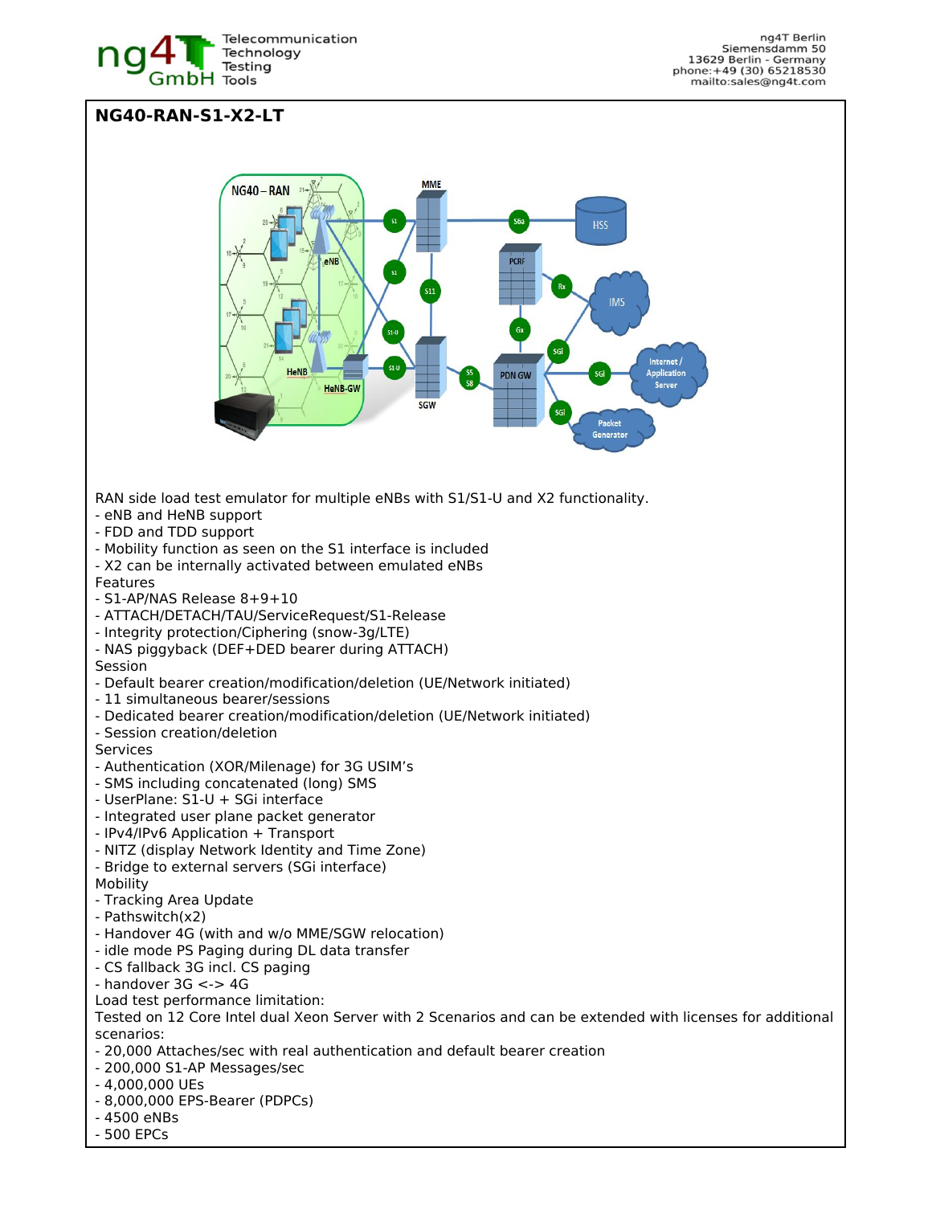## NG40-RAN-S1-X2-LT

NG40 – RAN
eNB
HeNB
HeNB-GW
MME
SGW
PCRF
PDN GW
HSS
IMS
Internet / Application Server
Packet Generator
S1
S1
S1-U
S1-U
S11
S6a
Rx
Gx
S5 S8
SGi
SGi
SGi

RAN side load test emulator for multiple eNBs with S1/S1-U and X2 functionality.

- eNB and HeNB support
- FDD and TDD support
- Mobility function as seen on the S1 interface is included
- X2 can be internally activated between emulated eNBs

Features

- S1-AP/NAS Release 8+9+10
- ATTACH/DETACH/TAU/ServiceRequest/S1-Release
- Integrity protection/Ciphering (snow-3g/LTE)
- NAS piggyback (DEF+DED bearer during ATTACH)

Session

- Default bearer creation/modification/deletion (UE/Network initiated)
- 11 simultaneous bearer/sessions
- Dedicated bearer creation/modification/deletion (UE/Network initiated)
- Session creation/deletion

Services

- Authentication (XOR/Milenage) for 3G USIM's
- SMS including concatenated (long) SMS
- UserPlane: S1-U + SGi interface
- Integrated user plane packet generator
- IPv4/IPv6 Application + Transport
- NITZ (display Network Identity and Time Zone)
- Bridge to external servers (SGi interface)

Mobility

- Tracking Area Update
- Pathswitch(x2)
- Handover 4G (with and w/o MME/SGW relocation)
- idle mode PS Paging during DL data transfer
- CS fallback 3G incl. CS paging
- handover 3G <-> 4G

Load test performance limitation:

Tested on 12 Core Intel dual Xeon Server with 2 Scenarios and can be extended with licenses for additional scenarios:

- 20,000 Attaches/sec with real authentication and default bearer creation
- 200,000 S1-AP Messages/sec
- 4,000,000 UEs
- 8,000,000 EPS-Bearer (PDPCs)
- 4500 eNBs
- 500 EPCs